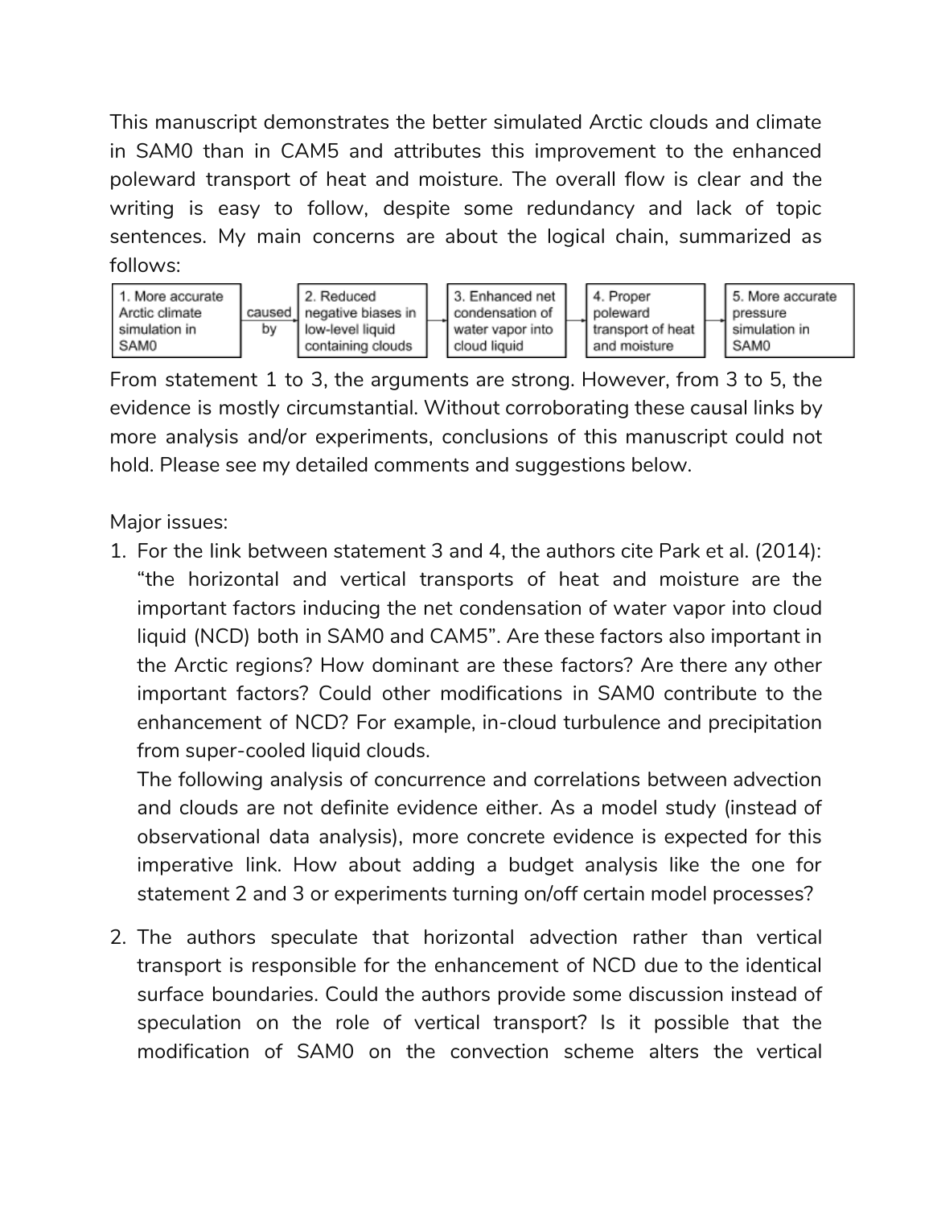This manuscript demonstrates the better simulated Arctic clouds and climate in SAM0 than in CAM5 and attributes this improvement to the enhanced poleward transport of heat and moisture. The overall flow is clear and the writing is easy to follow, despite some redundancy and lack of topic sentences. My main concerns are about the logical chain, summarized as follows:

| 1. More accurate Arctic climate simulation in SAM0 | caused by | 2. Reduced negative biases in low-level liquid containing clouds | → | 3. Enhanced net condensation of water vapor into cloud liquid | → | 4. Proper poleward transport of heat and moisture | → | 5. More accurate pressure simulation in SAM0 |
|---|---|---|---|---|---|---|---|---|

From statement 1 to 3, the arguments are strong. However, from 3 to 5, the evidence is mostly circumstantial. Without corroborating these causal links by more analysis and/or experiments, conclusions of this manuscript could not hold. Please see my detailed comments and suggestions below.

Major issues:

1. For the link between statement 3 and 4, the authors cite Park et al. (2014): "the horizontal and vertical transports of heat and moisture are the important factors inducing the net condensation of water vapor into cloud liquid (NCD) both in SAM0 and CAM5". Are these factors also important in the Arctic regions? How dominant are these factors? Are there any other important factors? Could other modifications in SAM0 contribute to the enhancement of NCD? For example, in-cloud turbulence and precipitation from super-cooled liquid clouds.
   The following analysis of concurrence and correlations between advection and clouds are not definite evidence either. As a model study (instead of observational data analysis), more concrete evidence is expected for this imperative link. How about adding a budget analysis like the one for statement 2 and 3 or experiments turning on/off certain model processes?

2. The authors speculate that horizontal advection rather than vertical transport is responsible for the enhancement of NCD due to the identical surface boundaries. Could the authors provide some discussion instead of speculation on the role of vertical transport? Is it possible that the modification of SAM0 on the convection scheme alters the vertical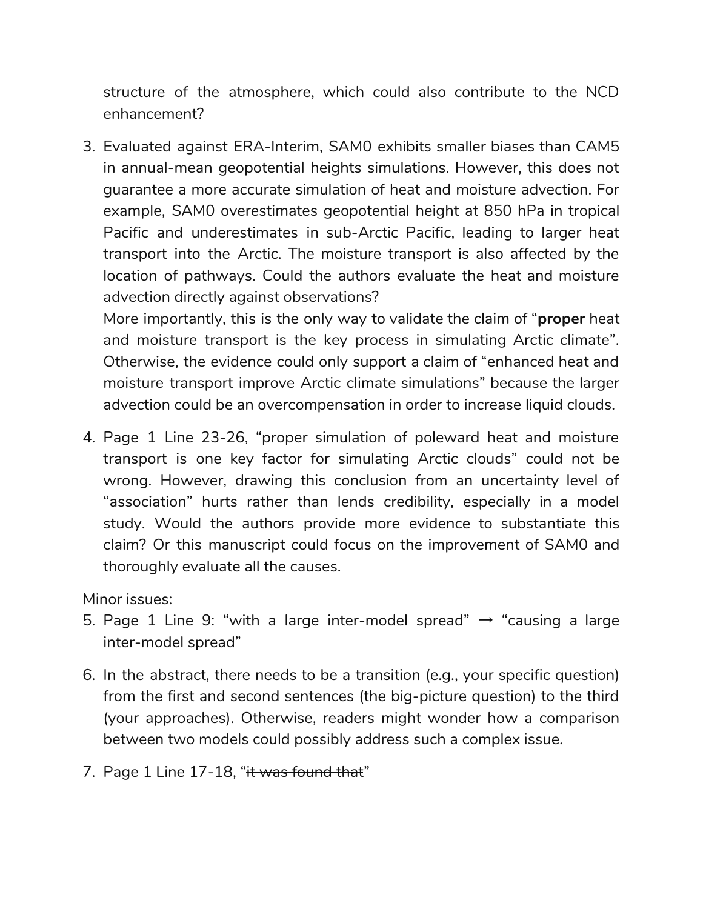structure of the atmosphere, which could also contribute to the NCD enhancement?

3. Evaluated against ERA-Interim, SAM0 exhibits smaller biases than CAM5 in annual-mean geopotential heights simulations. However, this does not guarantee a more accurate simulation of heat and moisture advection. For example, SAM0 overestimates geopotential height at 850 hPa in tropical Pacific and underestimates in sub-Arctic Pacific, leading to larger heat transport into the Arctic. The moisture transport is also affected by the location of pathways. Could the authors evaluate the heat and moisture advection directly against observations?
   More importantly, this is the only way to validate the claim of "**proper** heat and moisture transport is the key process in simulating Arctic climate". Otherwise, the evidence could only support a claim of "enhanced heat and moisture transport improve Arctic climate simulations" because the larger advection could be an overcompensation in order to increase liquid clouds.

4. Page 1 Line 23-26, "proper simulation of poleward heat and moisture transport is one key factor for simulating Arctic clouds" could not be wrong. However, drawing this conclusion from an uncertainty level of "association" hurts rather than lends credibility, especially in a model study. Would the authors provide more evidence to substantiate this claim? Or this manuscript could focus on the improvement of SAM0 and thoroughly evaluate all the causes.

Minor issues:

5. Page 1 Line 9: "with a large inter-model spread" → "causing a large inter-model spread"

6. In the abstract, there needs to be a transition (e.g., your specific question) from the first and second sentences (the big-picture question) to the third (your approaches). Otherwise, readers might wonder how a comparison between two models could possibly address such a complex issue.

7. Page 1 Line 17-18, "~~it was found that~~"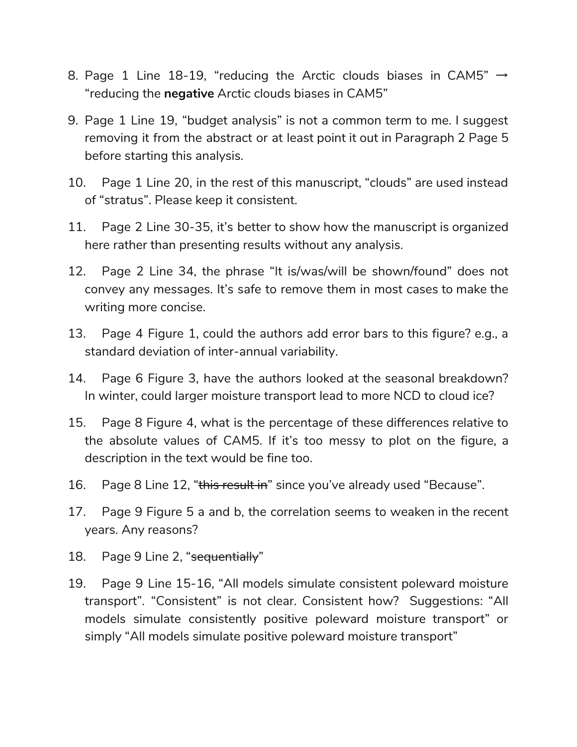8. Page 1 Line 18-19, “reducing the Arctic clouds biases in CAM5” → “reducing the **negative** Arctic clouds biases in CAM5”
9. Page 1 Line 19, “budget analysis” is not a common term to me. I suggest removing it from the abstract or at least point it out in Paragraph 2 Page 5 before starting this analysis.
10. Page 1 Line 20, in the rest of this manuscript, “clouds” are used instead of “stratus”. Please keep it consistent.
11. Page 2 Line 30-35, it’s better to show how the manuscript is organized here rather than presenting results without any analysis.
12. Page 2 Line 34, the phrase “It is/was/will be shown/found” does not convey any messages. It’s safe to remove them in most cases to make the writing more concise.
13. Page 4 Figure 1, could the authors add error bars to this figure? e.g., a standard deviation of inter-annual variability.
14. Page 6 Figure 3, have the authors looked at the seasonal breakdown? In winter, could larger moisture transport lead to more NCD to cloud ice?
15. Page 8 Figure 4, what is the percentage of these differences relative to the absolute values of CAM5. If it’s too messy to plot on the figure, a description in the text would be fine too.
16. Page 8 Line 12, “~~this result in~~” since you’ve already used “Because”.
17. Page 9 Figure 5 a and b, the correlation seems to weaken in the recent years. Any reasons?
18. Page 9 Line 2, “~~sequentially~~”
19. Page 9 Line 15-16, “All models simulate consistent poleward moisture transport”. “Consistent” is not clear. Consistent how? Suggestions: “All models simulate consistently positive poleward moisture transport” or simply “All models simulate positive poleward moisture transport”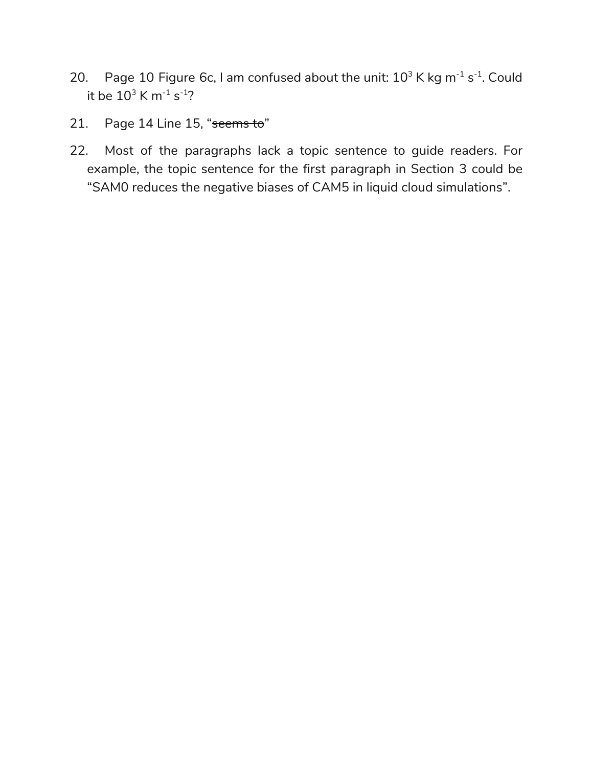20. Page 10 Figure 6c, I am confused about the unit: $10^3$ K kg $m^{-1}$ $s^{-1}$. Could it be $10^3$ K $m^{-1}$ $s^{-1}$?

21. Page 14 Line 15, "~~seems to~~"

22. Most of the paragraphs lack a topic sentence to guide readers. For example, the topic sentence for the first paragraph in Section 3 could be "SAM0 reduces the negative biases of CAM5 in liquid cloud simulations".